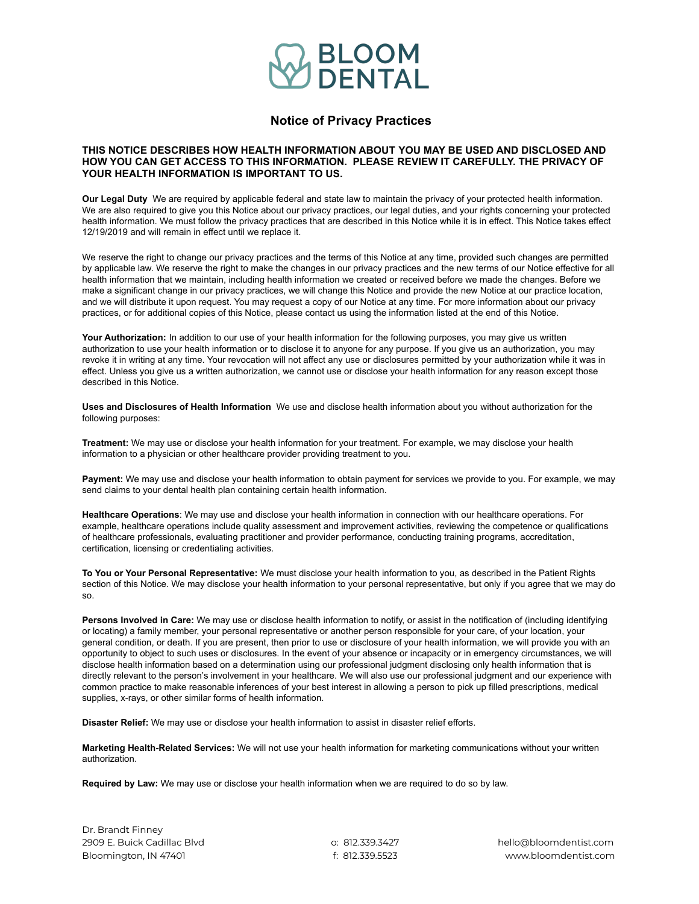# BLOOM DENTAL

## Notice of Privacy Practices

**THIS NOTICE DESCRIBES HOW HEALTH INFORMATION ABOUT YOU MAY BE USED AND DISCLOSED AND HOW YOU CAN GET ACCESS TO THIS INFORMATION. PLEASE REVIEW IT CAREFULLY. THE PRIVACY OF YOUR HEALTH INFORMATION IS IMPORTANT TO US.**

**Our Legal Duty** We are required by applicable federal and state law to maintain the privacy of your protected health information. We are also required to give you this Notice about our privacy practices, our legal duties, and your rights concerning your protected health information. We must follow the privacy practices that are described in this Notice while it is in effect. This Notice takes effect 12/19/2019 and will remain in effect until we replace it.

We reserve the right to change our privacy practices and the terms of this Notice at any time, provided such changes are permitted by applicable law. We reserve the right to make the changes in our privacy practices and the new terms of our Notice effective for all health information that we maintain, including health information we created or received before we made the changes. Before we make a significant change in our privacy practices, we will change this Notice and provide the new Notice at our practice location, and we will distribute it upon request. You may request a copy of our Notice at any time. For more information about our privacy practices, or for additional copies of this Notice, please contact us using the information listed at the end of this Notice.

**Your Authorization:** In addition to our use of your health information for the following purposes, you may give us written authorization to use your health information or to disclose it to anyone for any purpose. If you give us an authorization, you may revoke it in writing at any time. Your revocation will not affect any use or disclosures permitted by your authorization while it was in effect. Unless you give us a written authorization, we cannot use or disclose your health information for any reason except those described in this Notice.

**Uses and Disclosures of Health Information** We use and disclose health information about you without authorization for the following purposes:

**Treatment:** We may use or disclose your health information for your treatment. For example, we may disclose your health information to a physician or other healthcare provider providing treatment to you.

**Payment:** We may use and disclose your health information to obtain payment for services we provide to you. For example, we may send claims to your dental health plan containing certain health information.

**Healthcare Operations**: We may use and disclose your health information in connection with our healthcare operations. For example, healthcare operations include quality assessment and improvement activities, reviewing the competence or qualifications of healthcare professionals, evaluating practitioner and provider performance, conducting training programs, accreditation, certification, licensing or credentialing activities.

**To You or Your Personal Representative:** We must disclose your health information to you, as described in the Patient Rights section of this Notice. We may disclose your health information to your personal representative, but only if you agree that we may do so.

**Persons Involved in Care:** We may use or disclose health information to notify, or assist in the notification of (including identifying or locating) a family member, your personal representative or another person responsible for your care, of your location, your general condition, or death. If you are present, then prior to use or disclosure of your health information, we will provide you with an opportunity to object to such uses or disclosures. In the event of your absence or incapacity or in emergency circumstances, we will disclose health information based on a determination using our professional judgment disclosing only health information that is directly relevant to the person's involvement in your healthcare. We will also use our professional judgment and our experience with common practice to make reasonable inferences of your best interest in allowing a person to pick up filled prescriptions, medical supplies, x-rays, or other similar forms of health information.

**Disaster Relief:** We may use or disclose your health information to assist in disaster relief efforts.

**Marketing Health-Related Services:** We will not use your health information for marketing communications without your written authorization.

**Required by Law:** We may use or disclose your health information when we are required to do so by law.

Dr. Brandt Finney
2909 E. Buick Cadillac Blvd
Bloomington, IN 47401

o: 812.339.3427
f: 812.339.5523

hello@bloomdentist.com
www.bloomdentist.com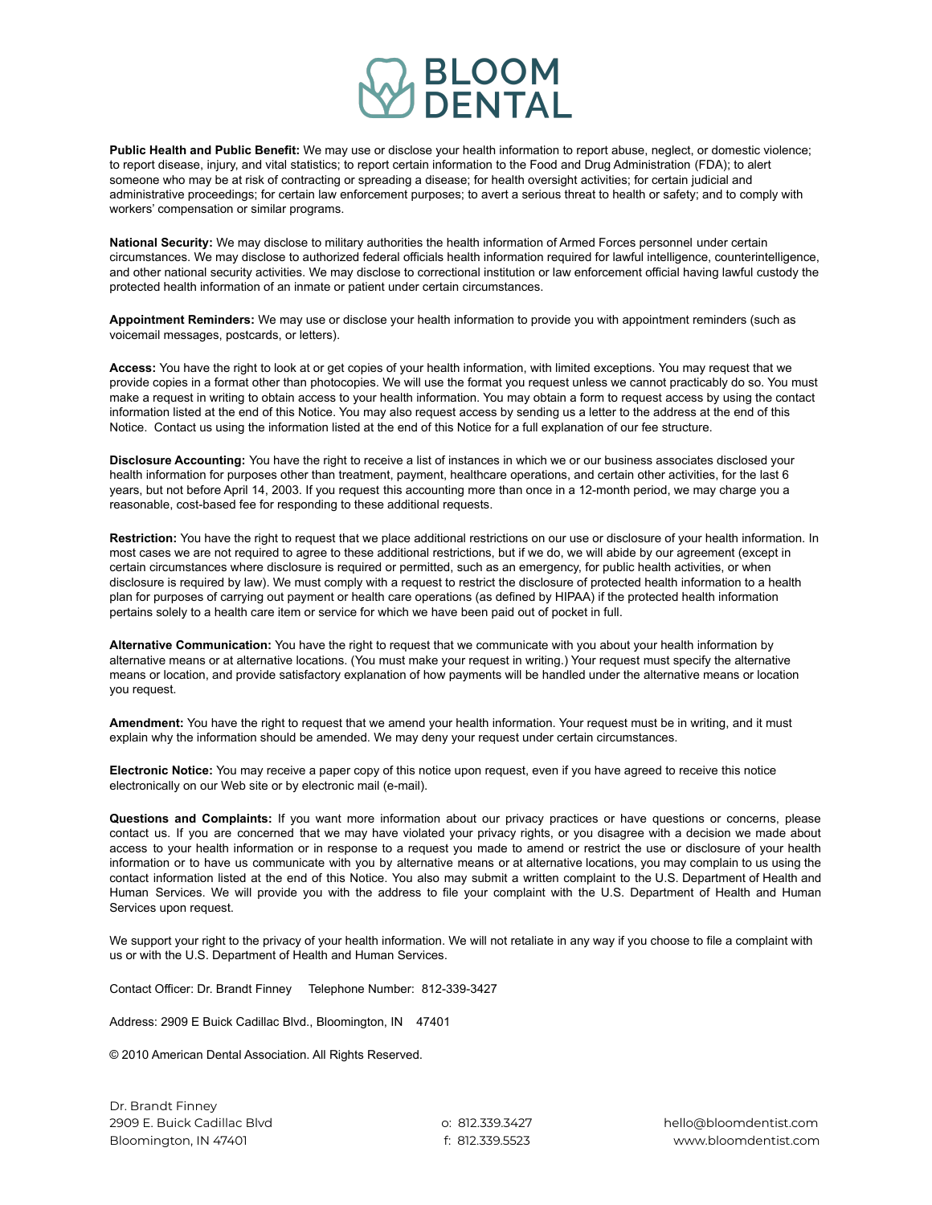**Public Health and Public Benefit:** We may use or disclose your health information to report abuse, neglect, or domestic violence; to report disease, injury, and vital statistics; to report certain information to the Food and Drug Administration (FDA); to alert someone who may be at risk of contracting or spreading a disease; for health oversight activities; for certain judicial and administrative proceedings; for certain law enforcement purposes; to avert a serious threat to health or safety; and to comply with workers' compensation or similar programs.

**National Security:** We may disclose to military authorities the health information of Armed Forces personnel under certain circumstances. We may disclose to authorized federal officials health information required for lawful intelligence, counterintelligence, and other national security activities. We may disclose to correctional institution or law enforcement official having lawful custody the protected health information of an inmate or patient under certain circumstances.

**Appointment Reminders:** We may use or disclose your health information to provide you with appointment reminders (such as voicemail messages, postcards, or letters).

**Access:** You have the right to look at or get copies of your health information, with limited exceptions. You may request that we provide copies in a format other than photocopies. We will use the format you request unless we cannot practicably do so. You must make a request in writing to obtain access to your health information. You may obtain a form to request access by using the contact information listed at the end of this Notice. You may also request access by sending us a letter to the address at the end of this Notice. Contact us using the information listed at the end of this Notice for a full explanation of our fee structure.

**Disclosure Accounting:** You have the right to receive a list of instances in which we or our business associates disclosed your health information for purposes other than treatment, payment, healthcare operations, and certain other activities, for the last 6 years, but not before April 14, 2003. If you request this accounting more than once in a 12-month period, we may charge you a reasonable, cost-based fee for responding to these additional requests.

**Restriction:** You have the right to request that we place additional restrictions on our use or disclosure of your health information. In most cases we are not required to agree to these additional restrictions, but if we do, we will abide by our agreement (except in certain circumstances where disclosure is required or permitted, such as an emergency, for public health activities, or when disclosure is required by law). We must comply with a request to restrict the disclosure of protected health information to a health plan for purposes of carrying out payment or health care operations (as defined by HIPAA) if the protected health information pertains solely to a health care item or service for which we have been paid out of pocket in full.

**Alternative Communication:** You have the right to request that we communicate with you about your health information by alternative means or at alternative locations. (You must make your request in writing.) Your request must specify the alternative means or location, and provide satisfactory explanation of how payments will be handled under the alternative means or location you request.

**Amendment:** You have the right to request that we amend your health information. Your request must be in writing, and it must explain why the information should be amended. We may deny your request under certain circumstances.

**Electronic Notice:** You may receive a paper copy of this notice upon request, even if you have agreed to receive this notice electronically on our Web site or by electronic mail (e-mail).

**Questions and Complaints:** If you want more information about our privacy practices or have questions or concerns, please contact us. If you are concerned that we may have violated your privacy rights, or you disagree with a decision we made about access to your health information or in response to a request you made to amend or restrict the use or disclosure of your health information or to have us communicate with you by alternative means or at alternative locations, you may complain to us using the contact information listed at the end of this Notice. You also may submit a written complaint to the U.S. Department of Health and Human Services. We will provide you with the address to file your complaint with the U.S. Department of Health and Human Services upon request.

We support your right to the privacy of your health information. We will not retaliate in any way if you choose to file a complaint with us or with the U.S. Department of Health and Human Services.

Contact Officer: Dr. Brandt Finney     Telephone Number: 812-339-3427

Address: 2909 E Buick Cadillac Blvd., Bloomington, IN 47401

© 2010 American Dental Association. All Rights Reserved.